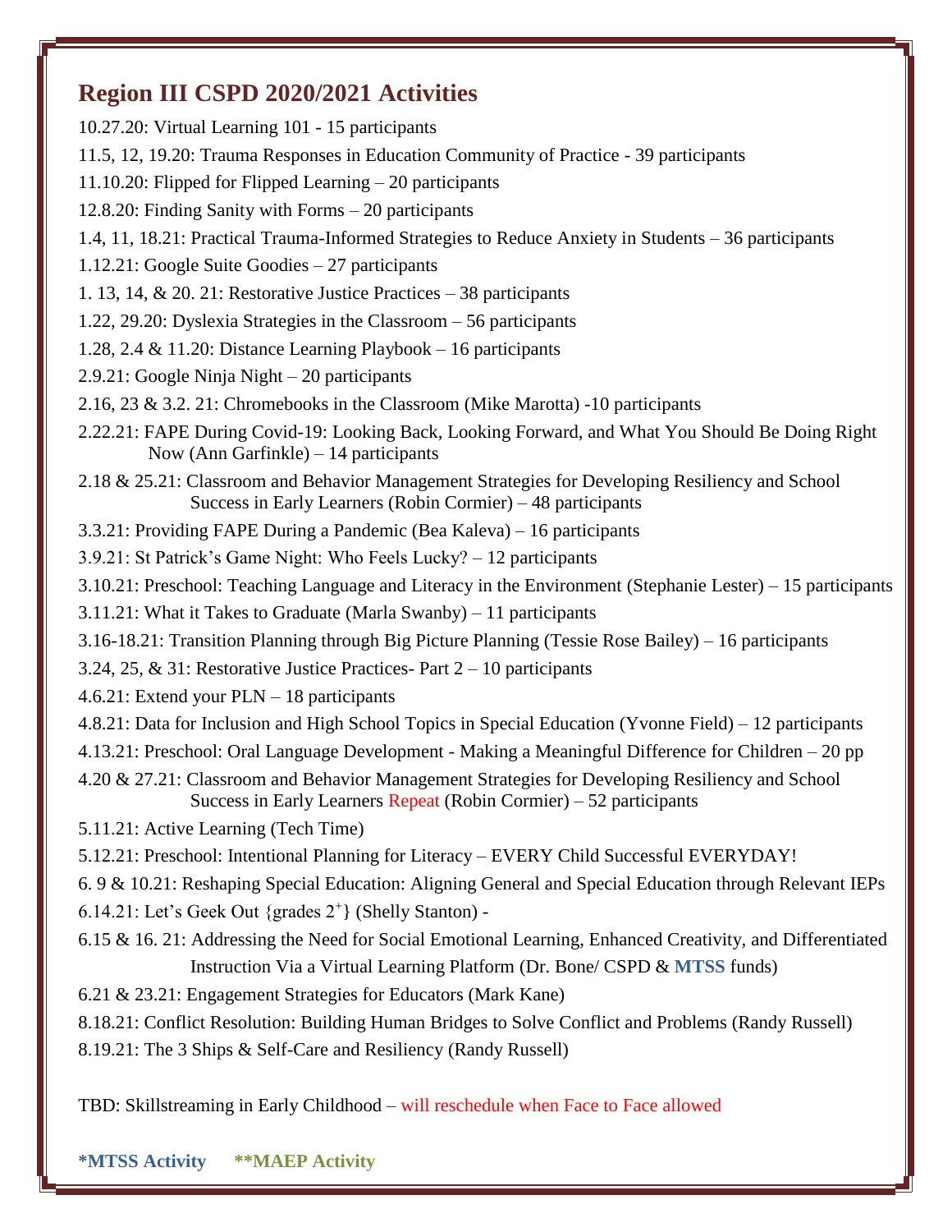## Region III CSPD 2020/2021 Activities

10.27.20: Virtual Learning 101 - 15 participants

11.5, 12, 19.20: Trauma Responses in Education Community of Practice - 39 participants

11.10.20: Flipped for Flipped Learning – 20 participants

12.8.20: Finding Sanity with Forms – 20 participants

1.4, 11, 18.21: Practical Trauma-Informed Strategies to Reduce Anxiety in Students – 36 participants

1.12.21: Google Suite Goodies – 27 participants

1. 13, 14, & 20. 21: Restorative Justice Practices – 38 participants

1.22, 29.20: Dyslexia Strategies in the Classroom – 56 participants

1.28, 2.4 & 11.20: Distance Learning Playbook – 16 participants

2.9.21: Google Ninja Night – 20 participants

2.16, 23 & 3.2. 21: Chromebooks in the Classroom (Mike Marotta) -10 participants

2.22.21: FAPE During Covid-19: Looking Back, Looking Forward, and What You Should Be Doing Right Now (Ann Garfinkle) – 14 participants

2.18 & 25.21: Classroom and Behavior Management Strategies for Developing Resiliency and School Success in Early Learners (Robin Cormier) – 48 participants

3.3.21: Providing FAPE During a Pandemic (Bea Kaleva) – 16 participants

3.9.21: St Patrick's Game Night: Who Feels Lucky? – 12 participants

3.10.21: Preschool: Teaching Language and Literacy in the Environment (Stephanie Lester) – 15 participants

3.11.21: What it Takes to Graduate (Marla Swanby) – 11 participants

3.16-18.21: Transition Planning through Big Picture Planning (Tessie Rose Bailey) – 16 participants

3.24, 25, & 31: Restorative Justice Practices- Part 2 – 10 participants

4.6.21: Extend your PLN – 18 participants

4.8.21: Data for Inclusion and High School Topics in Special Education (Yvonne Field) – 12 participants

4.13.21: Preschool: Oral Language Development - Making a Meaningful Difference for Children – 20 pp

4.20 & 27.21: Classroom and Behavior Management Strategies for Developing Resiliency and School Success in Early Learners Repeat (Robin Cormier) – 52 participants

5.11.21: Active Learning (Tech Time)

5.12.21: Preschool: Intentional Planning for Literacy – EVERY Child Successful EVERYDAY!

6. 9 & 10.21: Reshaping Special Education: Aligning General and Special Education through Relevant IEPs

6.14.21: Let's Geek Out {grades $2^+$} (Shelly Stanton) -

6.15 & 16. 21: Addressing the Need for Social Emotional Learning, Enhanced Creativity, and Differentiated Instruction Via a Virtual Learning Platform (Dr. Bone/ CSPD & **MTSS** funds)

6.21 & 23.21: Engagement Strategies for Educators (Mark Kane)

8.18.21: Conflict Resolution: Building Human Bridges to Solve Conflict and Problems (Randy Russell)

8.19.21: The 3 Ships & Self-Care and Resiliency (Randy Russell)

TBD: Skillstreaming in Early Childhood – will reschedule when Face to Face allowed

**\*MTSS Activity** **\*\*MAEP Activity**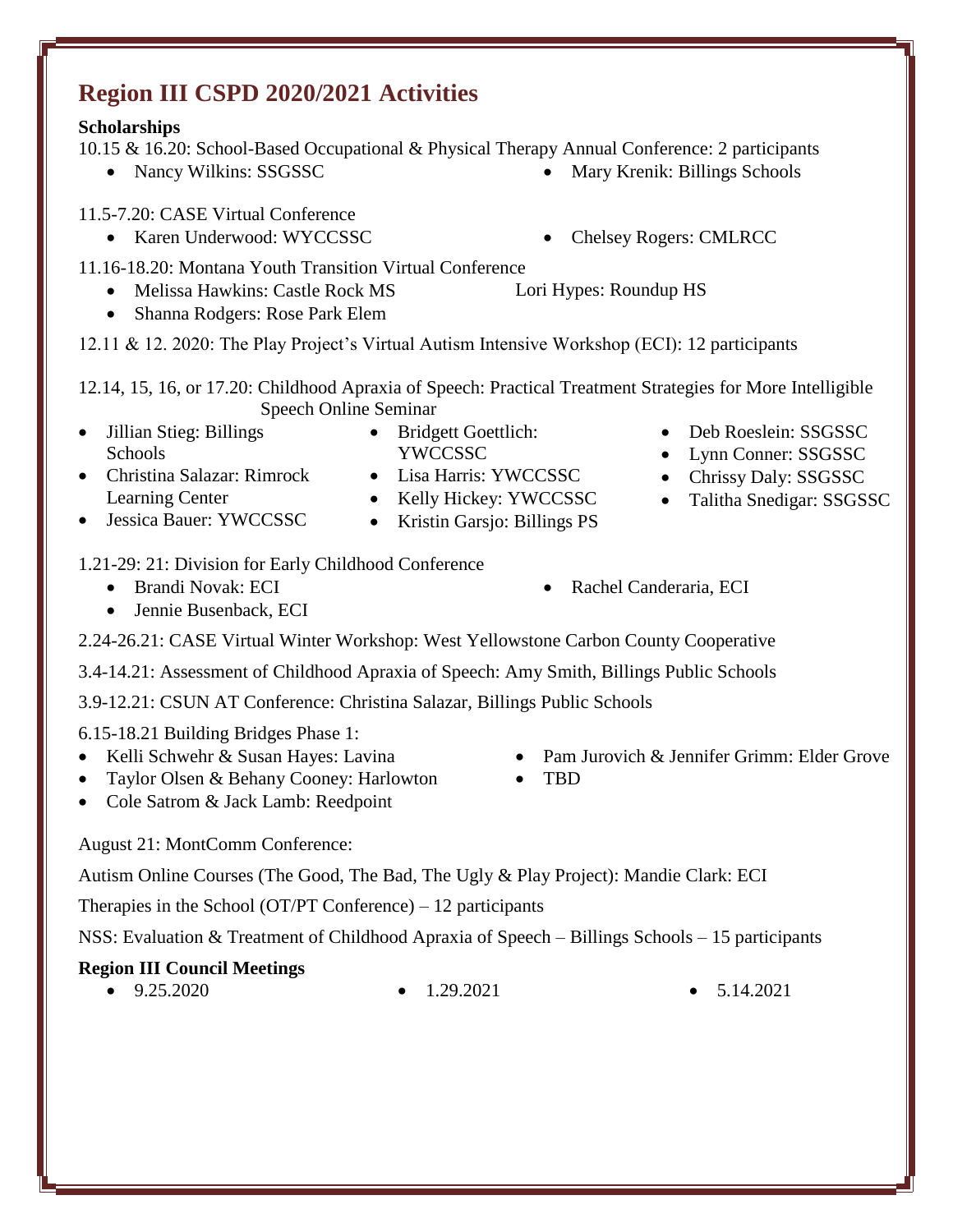# Region III CSPD 2020/2021 Activities

**Scholarships**

10.15 & 16.20: School-Based Occupational & Physical Therapy Annual Conference: 2 participants

- Nancy Wilkins: SSGSSC
- Mary Krenik: Billings Schools

11.5-7.20: CASE Virtual Conference

- Karen Underwood: WYCCSSC
- Chelsey Rogers: CMLRCC

11.16-18.20: Montana Youth Transition Virtual Conference

- Melissa Hawkins: Castle Rock MS
- Lori Hypes: Roundup HS
- Shanna Rodgers: Rose Park Elem

12.11 & 12. 2020: The Play Project's Virtual Autism Intensive Workshop (ECI): 12 participants

12.14, 15, 16, or 17.20: Childhood Apraxia of Speech: Practical Treatment Strategies for More Intelligible Speech Online Seminar

- Jillian Stieg: Billings Schools
- Christina Salazar: Rimrock Learning Center
- Jessica Bauer: YWCCSSC
- Bridgett Goettlich: YWCCSSC
- Lisa Harris: YWCCSSC
- Kelly Hickey: YWCCSSC
- Kristin Garsjo: Billings PS
- Deb Roeslein: SSGSSC
- Lynn Conner: SSGSSC
- Chrissy Daly: SSGSSC
- Talitha Snedigar: SSGSSC

1.21-29: 21: Division for Early Childhood Conference

- Brandi Novak: ECI
- Rachel Canderaria, ECI
- Jennie Busenback, ECI

2.24-26.21: CASE Virtual Winter Workshop: West Yellowstone Carbon County Cooperative

3.4-14.21: Assessment of Childhood Apraxia of Speech: Amy Smith, Billings Public Schools

3.9-12.21: CSUN AT Conference: Christina Salazar, Billings Public Schools

6.15-18.21 Building Bridges Phase 1:

- Kelli Schwehr & Susan Hayes: Lavina
- Taylor Olsen & Behany Cooney: Harlowton
- Cole Satrom & Jack Lamb: Reedpoint
- Pam Jurovich & Jennifer Grimm: Elder Grove
- TBD

August 21: MontComm Conference:

Autism Online Courses (The Good, The Bad, The Ugly & Play Project): Mandie Clark: ECI

Therapies in the School (OT/PT Conference) – 12 participants

NSS: Evaluation & Treatment of Childhood Apraxia of Speech – Billings Schools – 15 participants

**Region III Council Meetings**

- 9.25.2020
- 1.29.2021
- 5.14.2021